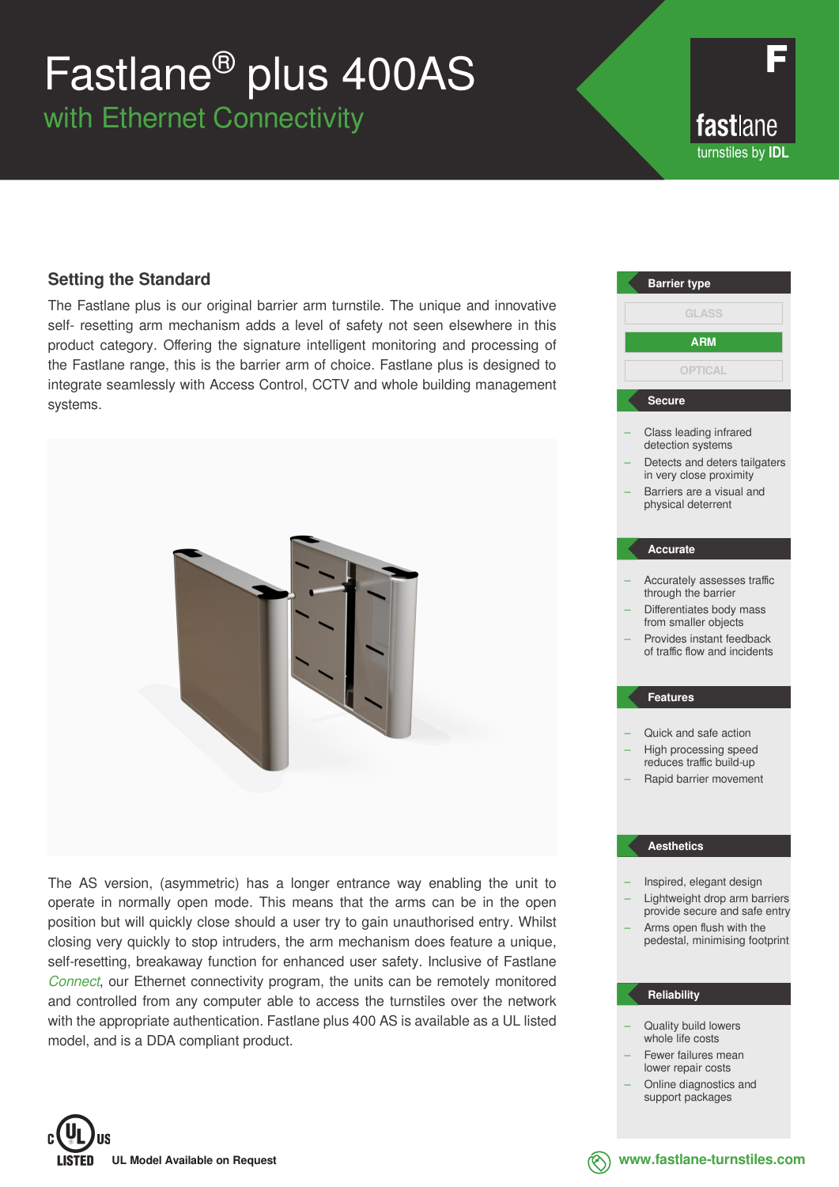# Fastlane® plus 400AS

## with Ethernet Connectivity

fastlane
turnstiles by IDL

### Setting the Standard

The Fastlane plus is our original barrier arm turnstile. The unique and innovative self- resetting arm mechanism adds a level of safety not seen elsewhere in this product category. Offering the signature intelligent monitoring and processing of the Fastlane range, this is the barrier arm of choice. Fastlane plus is designed to integrate seamlessly with Access Control, CCTV and whole building management systems.

The AS version, (asymmetric) has a longer entrance way enabling the unit to operate in normally open mode. This means that the arms can be in the open position but will quickly close should a user try to gain unauthorised entry. Whilst closing very quickly to stop intruders, the arm mechanism does feature a unique, self-resetting, breakaway function for enhanced user safety. Inclusive of Fastlane *Connect*, our Ethernet connectivity program, the units can be remotely monitored and controlled from any computer able to access the turnstiles over the network with the appropriate authentication. Fastlane plus 400 AS is available as a UL listed model, and is a DDA compliant product.

c UL US LISTED **UL Model Available on Request**

#### Barrier type

- GLASS
- **ARM**
- OPTICAL

#### Secure

- Class leading infrared detection systems
- Detects and deters tailgaters in very close proximity
- Barriers are a visual and physical deterrent

#### Accurate

- Accurately assesses traffic through the barrier
- Differentiates body mass from smaller objects
- Provides instant feedback of traffic flow and incidents

#### Features

- Quick and safe action
- High processing speed reduces traffic build-up
- Rapid barrier movement

#### Aesthetics

- Inspired, elegant design
- Lightweight drop arm barriers provide secure and safe entry
- Arms open flush with the pedestal, minimising footprint

#### Reliability

- Quality build lowers whole life costs
- Fewer failures mean lower repair costs
- Online diagnostics and support packages

www.fastlane-turnstiles.com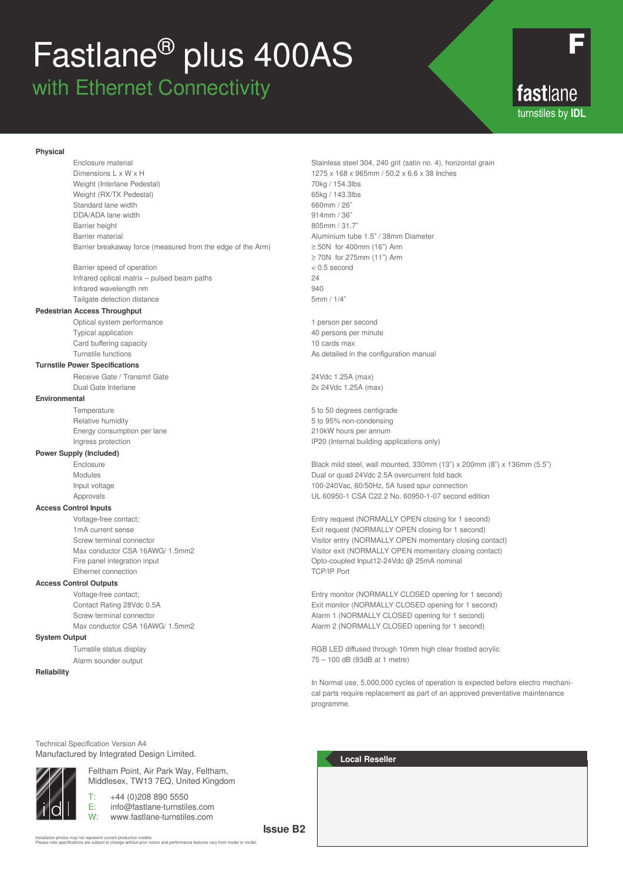# Fastlane® plus 400AS

## with Ethernet Connectivity

fastlane turnstiles by IDL

| | |
|---|---|
| **Physical** | |
| Enclosure material | Stainless steel 304, 240 grit (satin no. 4), horizontal grain |
| Dimensions L x W x H | 1275 x 168 x 965mm / 50.2 x 6.6 x 38 Inches |
| Weight (Interlane Pedestal) | 70kg / 154.3lbs |
| Weight (RX/TX Pedestal) | 65kg / 143.3lbs |
| Standard lane width | 660mm / 26" |
| DDA/ADA lane width | 914mm / 36" |
| Barrier height | 805mm / 31.7" |
| Barrier material | Aluminium tube 1.5" / 38mm Diameter |
| Barrier breakaway force (measured from the edge of the Arm) | ≥ 50N for 400mm (16") Arm<br>≥ 70N for 275mm (11") Arm |
| Barrier speed of operation | < 0.5 second |
| Infrared optical matrix – pulsed beam paths | 24 |
| Infrared wavelength nm | 940 |
| Tailgate detection distance | 5mm / 1/4" |
| **Pedestrian Access Throughput** | |
| Optical system performance | 1 person per second |
| Typical application | 40 persons per minute |
| Card buffering capacity | 10 cards max |
| Turnstile functions | As detailed in the configuration manual |
| **Turnstile Power Specifications** | |
| Receive Gate / Transmit Gate | 24Vdc 1.25A (max) |
| Dual Gate Interlane | 2x 24Vdc 1.25A (max) |
| **Environmental** | |
| Temperature | 5 to 50 degrees centigrade |
| Relative humidity | 5 to 95% non-condensing |
| Energy consumption per lane | 210kW hours per annum |
| Ingress protection | IP20 (Internal building applications only) |
| **Power Supply (Included)** | |
| Enclosure | Black mild steel, wall mounted, 330mm (13") x 200mm (8") x 136mm (5.5") |
| Modules | Dual or quad 24Vdc 2.5A overcurrent fold back |
| Input voltage | 100-240Vac, 60/50Hz, 5A fused spur connection |
| Approvals | UL 60950-1 CSA C22.2 No. 60950-1-07 second edition |
| **Access Control Inputs** | |
| Voltage-free contact; | Entry request (NORMALLY OPEN closing for 1 second) |
| 1mA current sense | Exit request (NORMALLY OPEN closing for 1 second) |
| Screw terminal connector | Visitor entry (NORMALLY OPEN momentary closing contact) |
| Max conductor CSA 16AWG/ 1.5mm2 | Visitor exit (NORMALLY OPEN momentary closing contact) |
| Fire panel integration input | Opto-coupled Input12-24Vdc @ 25mA nominal |
| Ethernet connection | TCP/IP Port |
| **Access Control Outputs** | |
| Voltage-free contact; | Entry monitor (NORMALLY CLOSED opening for 1 second) |
| Contact Rating 28Vdc 0.5A | Exit monitor (NORMALLY CLOSED opening for 1 second) |
| Screw terminal connector | Alarm 1 (NORMALLY CLOSED opening for 1 second) |
| Max conductor CSA 16AWG/ 1.5mm2 | Alarm 2 (NORMALLY CLOSED opening for 1 second) |
| **System Output** | |
| Turnstile status display | RGB LED diffused through 10mm high clear frosted acrylic |
| Alarm sounder output | 75 – 100 dB (93dB at 1 metre) |
| **Reliability** | In Normal use, 5,000,000 cycles of operation is expected before electro mechanical parts require replacement as part of an approved preventative maintenance programme. |

Technical Specification Version A4

Manufactured by Integrated Design Limited.

Feltham Point, Air Park Way, Feltham,
Middlesex, TW13 7EQ, United Kingdom

T: +44 (0)208 890 5550
E: info@fastlane-turnstiles.com
W: www.fastlane-turnstiles.com

**Issue B2**

**Local Reseller**

Installation photos may not represent current production models
Please note specifications are subject to change without prior notice and performance features vary from model to model.